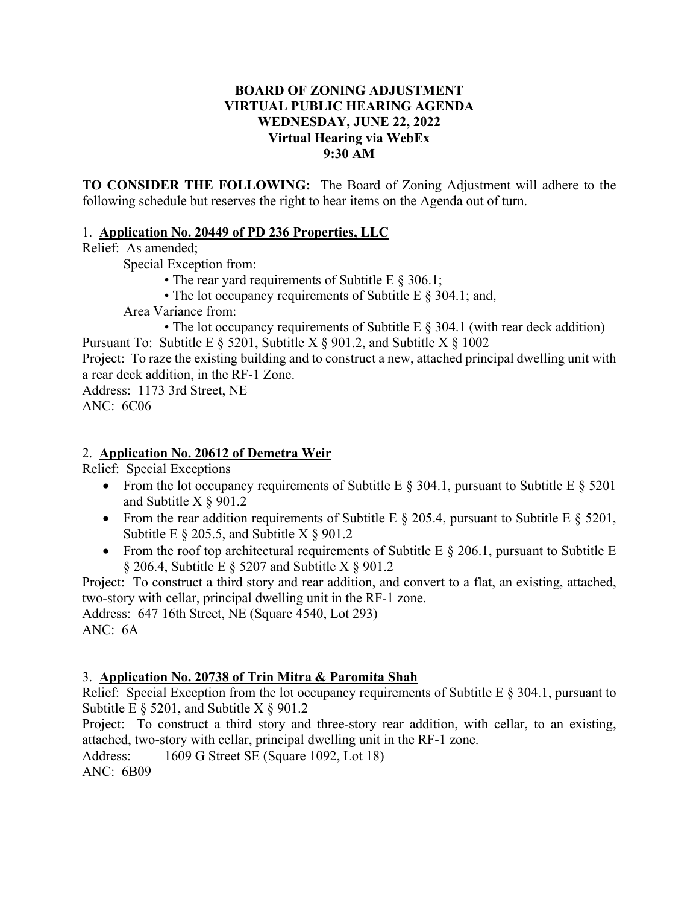**BOARD OF ZONING ADJUSTMENT**
**VIRTUAL PUBLIC HEARING AGENDA**
**WEDNESDAY, JUNE 22, 2022**
**Virtual Hearing via WebEx**
**9:30 AM**

**TO CONSIDER THE FOLLOWING:** The Board of Zoning Adjustment will adhere to the following schedule but reserves the right to hear items on the Agenda out of turn.

1. **Application No. 20449 of PD 236 Properties, LLC**

Relief: As amended;

Special Exception from:

- The rear yard requirements of Subtitle E § 306.1;
- The lot occupancy requirements of Subtitle E § 304.1; and,

Area Variance from:

- The lot occupancy requirements of Subtitle E § 304.1 (with rear deck addition)

Pursuant To: Subtitle E § 5201, Subtitle X § 901.2, and Subtitle X § 1002

Project: To raze the existing building and to construct a new, attached principal dwelling unit with a rear deck addition, in the RF-1 Zone.

Address: 1173 3rd Street, NE

ANC: 6C06

2. **Application No. 20612 of Demetra Weir**

Relief: Special Exceptions

- From the lot occupancy requirements of Subtitle E § 304.1, pursuant to Subtitle E § 5201 and Subtitle X § 901.2
- From the rear addition requirements of Subtitle E § 205.4, pursuant to Subtitle E § 5201, Subtitle E § 205.5, and Subtitle X § 901.2
- From the roof top architectural requirements of Subtitle E § 206.1, pursuant to Subtitle E § 206.4, Subtitle E § 5207 and Subtitle X § 901.2

Project: To construct a third story and rear addition, and convert to a flat, an existing, attached, two-story with cellar, principal dwelling unit in the RF-1 zone.

Address: 647 16th Street, NE (Square 4540, Lot 293)

ANC: 6A

3. **Application No. 20738 of Trin Mitra & Paromita Shah**

Relief: Special Exception from the lot occupancy requirements of Subtitle E § 304.1, pursuant to Subtitle E § 5201, and Subtitle X § 901.2

Project: To construct a third story and three-story rear addition, with cellar, to an existing, attached, two-story with cellar, principal dwelling unit in the RF-1 zone.

Address: 1609 G Street SE (Square 1092, Lot 18)

ANC: 6B09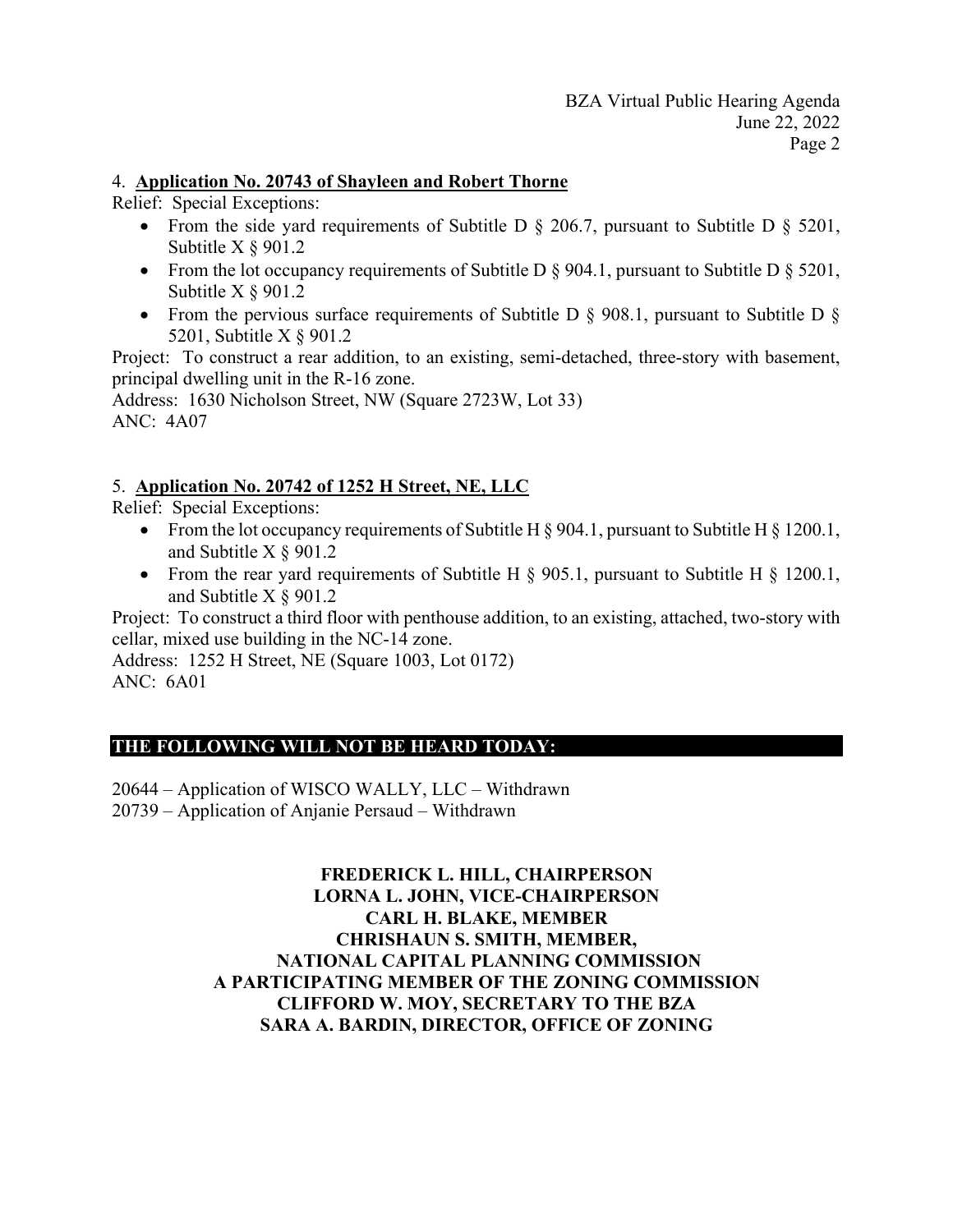4. **Application No. 20743 of Shayleen and Robert Thorne**

Relief: Special Exceptions:

- From the side yard requirements of Subtitle D § 206.7, pursuant to Subtitle D § 5201, Subtitle X § 901.2
- From the lot occupancy requirements of Subtitle D § 904.1, pursuant to Subtitle D § 5201, Subtitle X § 901.2
- From the pervious surface requirements of Subtitle D § 908.1, pursuant to Subtitle D § 5201, Subtitle X § 901.2

Project: To construct a rear addition, to an existing, semi-detached, three-story with basement, principal dwelling unit in the R-16 zone.

Address: 1630 Nicholson Street, NW (Square 2723W, Lot 33)

ANC: 4A07

5. **Application No. 20742 of 1252 H Street, NE, LLC**

Relief: Special Exceptions:

- From the lot occupancy requirements of Subtitle H § 904.1, pursuant to Subtitle H § 1200.1, and Subtitle X § 901.2
- From the rear yard requirements of Subtitle H § 905.1, pursuant to Subtitle H § 1200.1, and Subtitle X § 901.2

Project: To construct a third floor with penthouse addition, to an existing, attached, two-story with cellar, mixed use building in the NC-14 zone.

Address: 1252 H Street, NE (Square 1003, Lot 0172)

ANC: 6A01

## THE FOLLOWING WILL NOT BE HEARD TODAY:

20644 – Application of WISCO WALLY, LLC – Withdrawn

20739 – Application of Anjanie Persaud – Withdrawn

**FREDERICK L. HILL, CHAIRPERSON**
**LORNA L. JOHN, VICE-CHAIRPERSON**
**CARL H. BLAKE, MEMBER**
**CHRISHAUN S. SMITH, MEMBER,**
**NATIONAL CAPITAL PLANNING COMMISSION**
**A PARTICIPATING MEMBER OF THE ZONING COMMISSION**
**CLIFFORD W. MOY, SECRETARY TO THE BZA**
**SARA A. BARDIN, DIRECTOR, OFFICE OF ZONING**